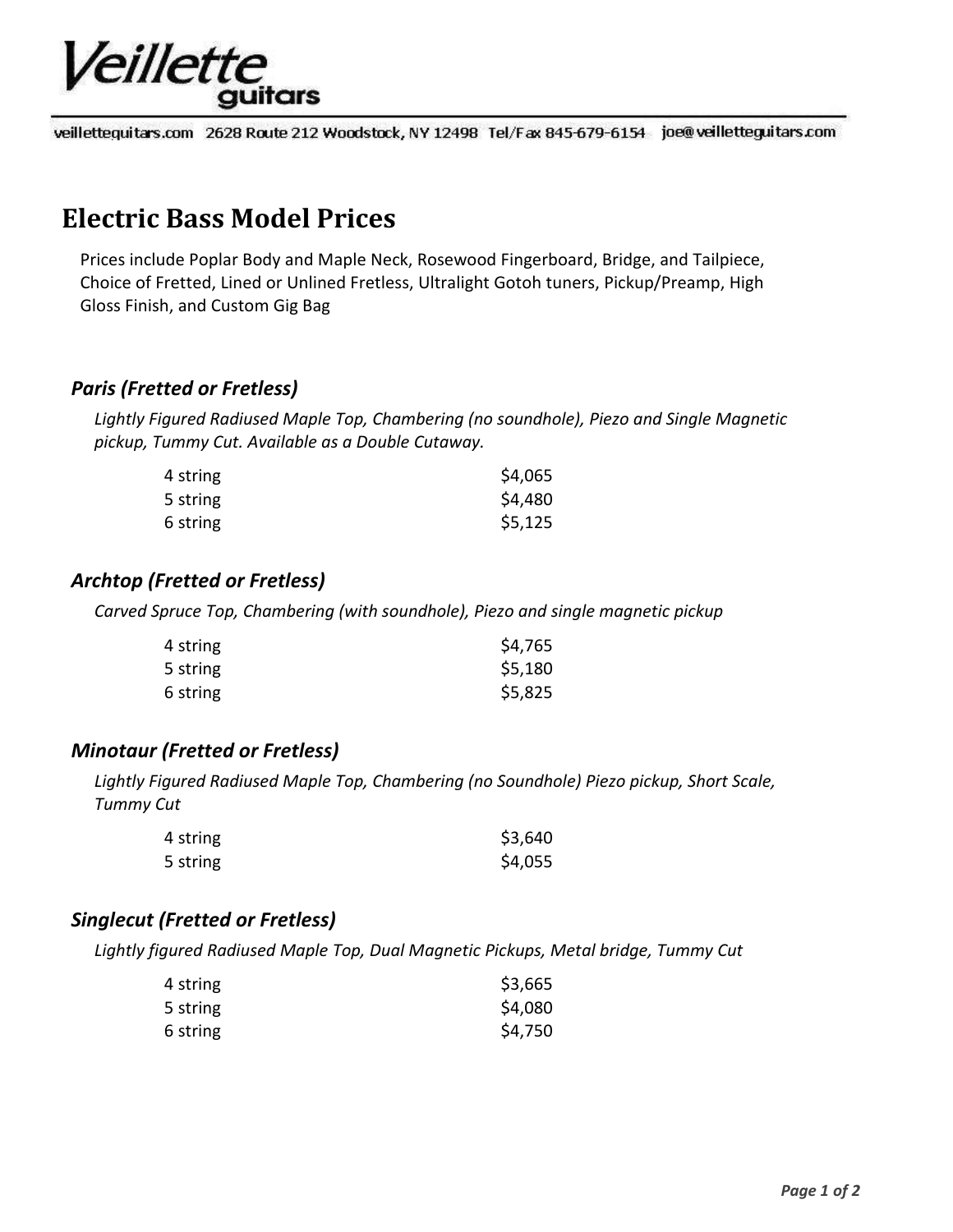# Veillette guitars

veilletteguitars.com 2628 Route 212 Woodstock, NY 12498 Tel/Fax 845-679-6154 joe@veilletteguitars.com

## Electric Bass Model Prices

Prices include Poplar Body and Maple Neck, Rosewood Fingerboard, Bridge, and Tailpiece, Choice of Fretted, Lined or Unlined Fretless, Ultralight Gotoh tuners, Pickup/Preamp, High Gloss Finish, and Custom Gig Bag

### *Paris (Fretted or Fretless)*

*Lightly Figured Radiused Maple Top, Chambering (no soundhole), Piezo and Single Magnetic pickup, Tummy Cut. Available as a Double Cutaway.*

| | |
|---|---|
| 4 string | $4,065 |
| 5 string | $4,480 |
| 6 string | $5,125 |

### *Archtop (Fretted or Fretless)*

*Carved Spruce Top, Chambering (with soundhole), Piezo and single magnetic pickup*

| | |
|---|---|
| 4 string | $4,765 |
| 5 string | $5,180 |
| 6 string | $5,825 |

### *Minotaur (Fretted or Fretless)*

*Lightly Figured Radiused Maple Top, Chambering (no Soundhole) Piezo pickup, Short Scale, Tummy Cut*

| | |
|---|---|
| 4 string | $3,640 |
| 5 string | $4,055 |

### *Singlecut (Fretted or Fretless)*

*Lightly figured Radiused Maple Top, Dual Magnetic Pickups, Metal bridge, Tummy Cut*

| | |
|---|---|
| 4 string | $3,665 |
| 5 string | $4,080 |
| 6 string | $4,750 |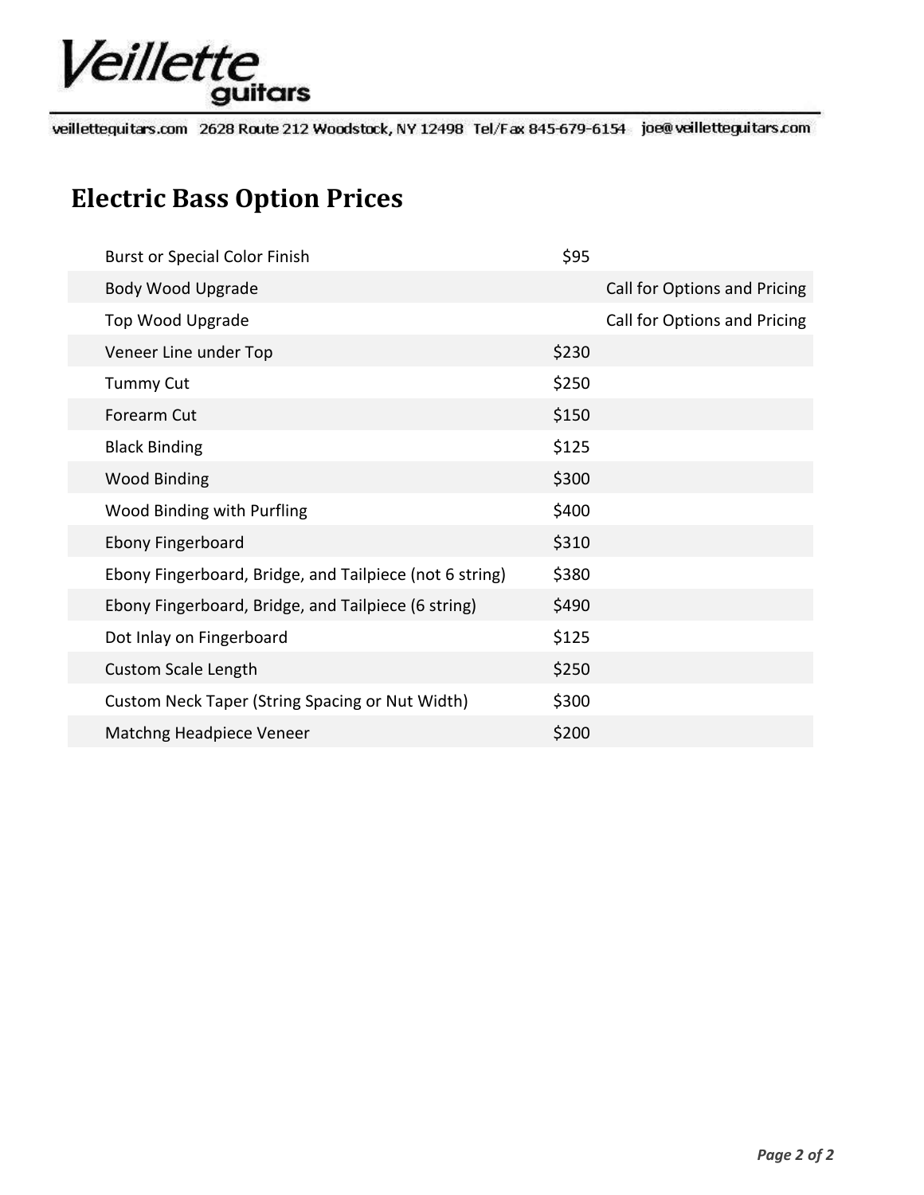Veillette guitars

veilletteguitars.com 2628 Route 212 Woodstock, NY 12498 Tel/Fax 845-679-6154 joe@veilletteguitars.com

# Electric Bass Option Prices

| | | |
|---|---|---|
| Burst or Special Color Finish | $95 | |
| Body Wood Upgrade | | Call for Options and Pricing |
| Top Wood Upgrade | | Call for Options and Pricing |
| Veneer Line under Top | $230 | |
| Tummy Cut | $250 | |
| Forearm Cut | $150 | |
| Black Binding | $125 | |
| Wood Binding | $300 | |
| Wood Binding with Purfling | $400 | |
| Ebony Fingerboard | $310 | |
| Ebony Fingerboard, Bridge, and Tailpiece (not 6 string) | $380 | |
| Ebony Fingerboard, Bridge, and Tailpiece (6 string) | $490 | |
| Dot Inlay on Fingerboard | $125 | |
| Custom Scale Length | $250 | |
| Custom Neck Taper (String Spacing or Nut Width) | $300 | |
| Matchng Headpiece Veneer | $200 | |